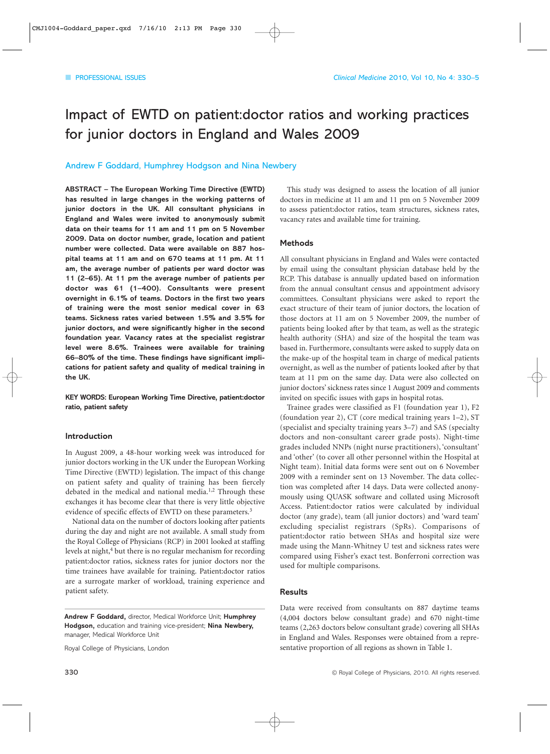PROFESSIONAL ISSUES

# Impact of EWTD on patient:doctor ratios and working practices for junior doctors in England and Wales 2009

Andrew F Goddard, Humphrey Hodgson and Nina Newbery

**ABSTRACT – The European Working Time Directive (EWTD) has resulted in large changes in the working patterns of junior doctors in the UK. All consultant physicians in England and Wales were invited to anonymously submit data on their teams for 11 am and 11 pm on 5 November 2009. Data on doctor number, grade, location and patient number were collected. Data were available on 887 hospital teams at 11 am and on 670 teams at 11 pm. At 11 am, the average number of patients per ward doctor was 11 (2–65). At 11 pm the average number of patients per doctor was 61 (1–400). Consultants were present overnight in 6.1% of teams. Doctors in the first two years of training were the most senior medical cover in 63 teams. Sickness rates varied between 1.5% and 3.5% for junior doctors, and were significantly higher in the second foundation year. Vacancy rates at the specialist registrar level were 8.6%. Trainees were available for training 66–80% of the time. These findings have significant implications for patient safety and quality of medical training in the UK.**

**KEY WORDS: European Working Time Directive, patient:doctor ratio, patient safety**

## Introduction

In August 2009, a 48-hour working week was introduced for junior doctors working in the UK under the European Working Time Directive (EWTD) legislation. The impact of this change on patient safety and quality of training has been fiercely debated in the medical and national media.[1,2] Through these exchanges it has become clear that there is very little objective evidence of specific effects of EWTD on these parameters.[3]

National data on the number of doctors looking after patients during the day and night are not available. A small study from the Royal College of Physicians (RCP) in 2001 looked at staffing levels at night,[4] but there is no regular mechanism for recording patient:doctor ratios, sickness rates for junior doctors nor the time trainees have available for training. Patient:doctor ratios are a surrogate marker of workload, training experience and patient safety.

**Andrew F Goddard,** director, Medical Workforce Unit; **Humphrey Hodgson,** education and training vice-president; **Nina Newbery,** manager, Medical Workforce Unit

Royal College of Physicians, London

This study was designed to assess the location of all junior doctors in medicine at 11 am and 11 pm on 5 November 2009 to assess patient:doctor ratios, team structures, sickness rates, vacancy rates and available time for training.

## Methods

All consultant physicians in England and Wales were contacted by email using the consultant physician database held by the RCP. This database is annually updated based on information from the annual consultant census and appointment advisory committees. Consultant physicians were asked to report the exact structure of their team of junior doctors, the location of those doctors at 11 am on 5 November 2009, the number of patients being looked after by that team, as well as the strategic health authority (SHA) and size of the hospital the team was based in. Furthermore, consultants were asked to supply data on the make-up of the hospital team in charge of medical patients overnight, as well as the number of patients looked after by that team at 11 pm on the same day. Data were also collected on junior doctors' sickness rates since 1 August 2009 and comments invited on specific issues with gaps in hospital rotas.

Trainee grades were classified as F1 (foundation year 1), F2 (foundation year 2), CT (core medical training years 1–2), ST (specialist and specialty training years 3–7) and SAS (specialty doctors and non-consultant career grade posts). Night-time grades included NNPs (night nurse practitioners), 'consultant' and 'other' (to cover all other personnel within the Hospital at Night team). Initial data forms were sent out on 6 November 2009 with a reminder sent on 13 November. The data collection was completed after 14 days. Data were collected anonymously using QUASK software and collated using Microsoft Access. Patient:doctor ratios were calculated by individual doctor (any grade), team (all junior doctors) and 'ward team' excluding specialist registrars (SpRs). Comparisons of patient:doctor ratio between SHAs and hospital size were made using the Mann-Whitney U test and sickness rates were compared using Fisher's exact test. Bonferroni correction was used for multiple comparisons.

## Results

Data were received from consultants on 887 daytime teams (4,004 doctors below consultant grade) and 670 night-time teams (2,263 doctors below consultant grade) covering all SHAs in England and Wales. Responses were obtained from a representative proportion of all regions as shown in Table 1.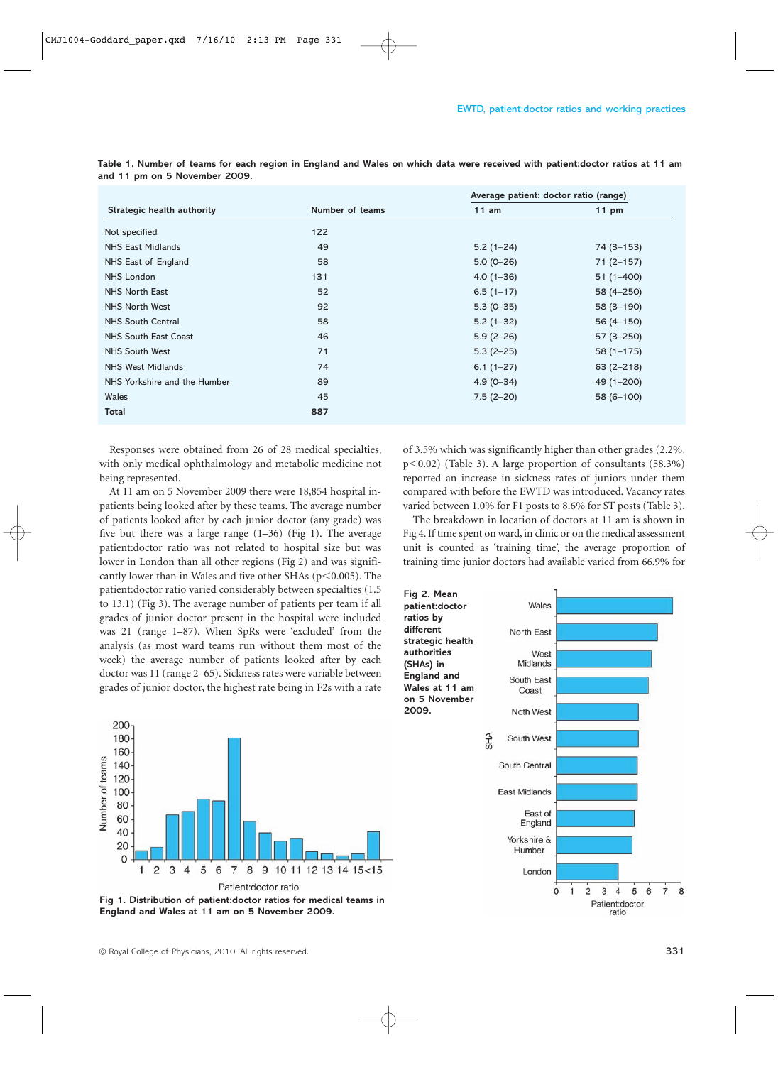Table 1. Number of teams for each region in England and Wales on which data were received with patient:doctor ratios at 11 am and 11 pm on 5 November 2009.

| Strategic health authority | Number of teams | Average patient: doctor ratio (range) 11 am | 11 pm |
|---|---|---|---|
| Not specified | 122 | | |
| NHS East Midlands | 49 | 5.2 (1–24) | 74 (3–153) |
| NHS East of England | 58 | 5.0 (0–26) | 71 (2–157) |
| NHS London | 131 | 4.0 (1–36) | 51 (1–400) |
| NHS North East | 52 | 6.5 (1–17) | 58 (4–250) |
| NHS North West | 92 | 5.3 (0–35) | 58 (3–190) |
| NHS South Central | 58 | 5.2 (1–32) | 56 (4–150) |
| NHS South East Coast | 46 | 5.9 (2–26) | 57 (3–250) |
| NHS South West | 71 | 5.3 (2–25) | 58 (1–175) |
| NHS West Midlands | 74 | 6.1 (1–27) | 63 (2–218) |
| NHS Yorkshire and the Humber | 89 | 4.9 (0–34) | 49 (1–200) |
| Wales | 45 | 7.5 (2–20) | 58 (6–100) |
| **Total** | **887** | | |

Responses were obtained from 26 of 28 medical specialties, with only medical ophthalmology and metabolic medicine not being represented.

At 11 am on 5 November 2009 there were 18,854 hospital in-patients being looked after by these teams. The average number of patients looked after by each junior doctor (any grade) was five but there was a large range (1–36) (Fig 1). The average patient:doctor ratio was not related to hospital size but was lower in London than all other regions (Fig 2) and was significantly lower than in Wales and five other SHAs ($p<0.005$). The patient:doctor ratio varied considerably between specialties (1.5 to 13.1) (Fig 3). The average number of patients per team if all grades of junior doctor present in the hospital were included was 21 (range 1–87). When SpRs were 'excluded' from the analysis (as most ward teams run without them most of the week) the average number of patients looked after by each doctor was 11 (range 2–65). Sickness rates were variable between grades of junior doctor, the highest rate being in F2s with a rate of 3.5% which was significantly higher than other grades (2.2%, $p<0.02$) (Table 3). A large proportion of consultants (58.3%) reported an increase in sickness rates of juniors under them compared with before the EWTD was introduced. Vacancy rates varied between 1.0% for F1 posts to 8.6% for ST posts (Table 3).

The breakdown in location of doctors at 11 am is shown in Fig 4. If time spent on ward, in clinic or on the medical assessment unit is counted as 'training time', the average proportion of training time junior doctors had available varied from 66.9% for

Fig 1. Distribution of patient:doctor ratios for medical teams in England and Wales at 11 am on 5 November 2009.

Fig 2. Mean patient:doctor ratios by different strategic health authorities (SHAs) in England and Wales at 11 am on 5 November 2009.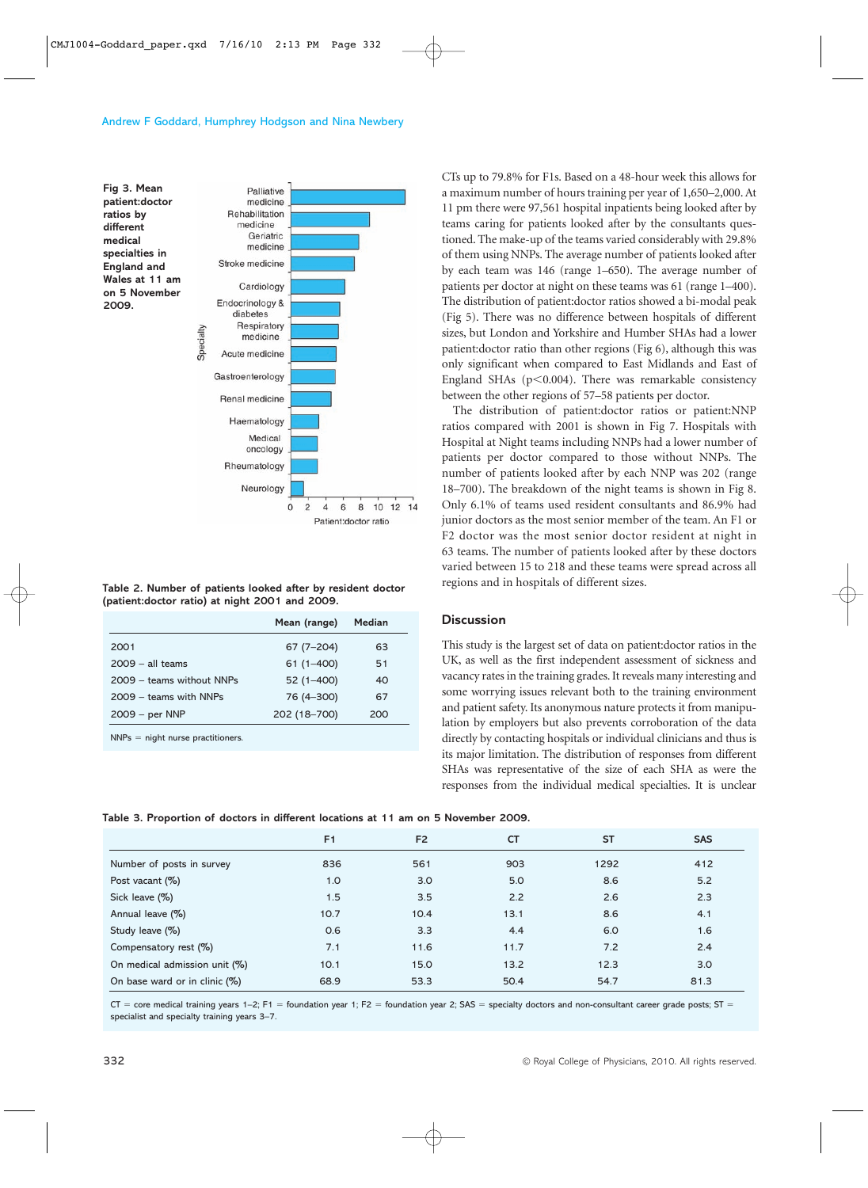Fig 3. Mean patient:doctor ratios by different medical specialties in England and Wales at 11 am on 5 November 2009.

CTs up to 79.8% for F1s. Based on a 48-hour week this allows for a maximum number of hours training per year of 1,650–2,000. At 11 pm there were 97,561 hospital inpatients being looked after by teams caring for patients looked after by the consultants questioned. The make-up of the teams varied considerably with 29.8% of them using NNPs. The average number of patients looked after by each team was 146 (range 1–650). The average number of patients per doctor at night on these teams was 61 (range 1–400). The distribution of patient:doctor ratios showed a bi-modal peak (Fig 5). There was no difference between hospitals of different sizes, but London and Yorkshire and Humber SHAs had a lower patient:doctor ratio than other regions (Fig 6), although this was only significant when compared to East Midlands and East of England SHAs ($p<0.004$). There was remarkable consistency between the other regions of 57–58 patients per doctor.

The distribution of patient:doctor ratios or patient:NNP ratios compared with 2001 is shown in Fig 7. Hospitals with Hospital at Night teams including NNPs had a lower number of patients per doctor compared to those without NNPs. The number of patients looked after by each NNP was 202 (range 18–700). The breakdown of the night teams is shown in Fig 8. Only 6.1% of teams used resident consultants and 86.9% had junior doctors as the most senior member of the team. An F1 or F2 doctor was the most senior doctor resident at night in 63 teams. The number of patients looked after by these doctors varied between 15 to 218 and these teams were spread across all regions and in hospitals of different sizes.

Table 2. Number of patients looked after by resident doctor (patient:doctor ratio) at night 2001 and 2009.

| | Mean (range) | Median |
|---|---|---|
| 2001 | 67 (7–204) | 63 |
| 2009 – all teams | 61 (1–400) | 51 |
| 2009 – teams without NNPs | 52 (1–400) | 40 |
| 2009 – teams with NNPs | 76 (4–300) | 67 |
| 2009 – per NNP | 202 (18–700) | 200 |

NNPs = night nurse practitioners.

## Discussion

This study is the largest set of data on patient:doctor ratios in the UK, as well as the first independent assessment of sickness and vacancy rates in the training grades. It reveals many interesting and some worrying issues relevant both to the training environment and patient safety. Its anonymous nature protects it from manipulation by employers but also prevents corroboration of the data directly by contacting hospitals or individual clinicians and thus is its major limitation. The distribution of responses from different SHAs was representative of the size of each SHA as were the responses from the individual medical specialties. It is unclear

Table 3. Proportion of doctors in different locations at 11 am on 5 November 2009.

| | F1 | F2 | CT | ST | SAS |
|---|---|---|---|---|---|
| Number of posts in survey | 836 | 561 | 903 | 1292 | 412 |
| Post vacant (%) | 1.0 | 3.0 | 5.0 | 8.6 | 5.2 |
| Sick leave (%) | 1.5 | 3.5 | 2.2 | 2.6 | 2.3 |
| Annual leave (%) | 10.7 | 10.4 | 13.1 | 8.6 | 4.1 |
| Study leave (%) | 0.6 | 3.3 | 4.4 | 6.0 | 1.6 |
| Compensatory rest (%) | 7.1 | 11.6 | 11.7 | 7.2 | 2.4 |
| On medical admission unit (%) | 10.1 | 15.0 | 13.2 | 12.3 | 3.0 |
| On base ward or in clinic (%) | 68.9 | 53.3 | 50.4 | 54.7 | 81.3 |

CT = core medical training years 1–2; F1 = foundation year 1; F2 = foundation year 2; SAS = specialty doctors and non-consultant career grade posts; ST = specialist and specialty training years 3–7.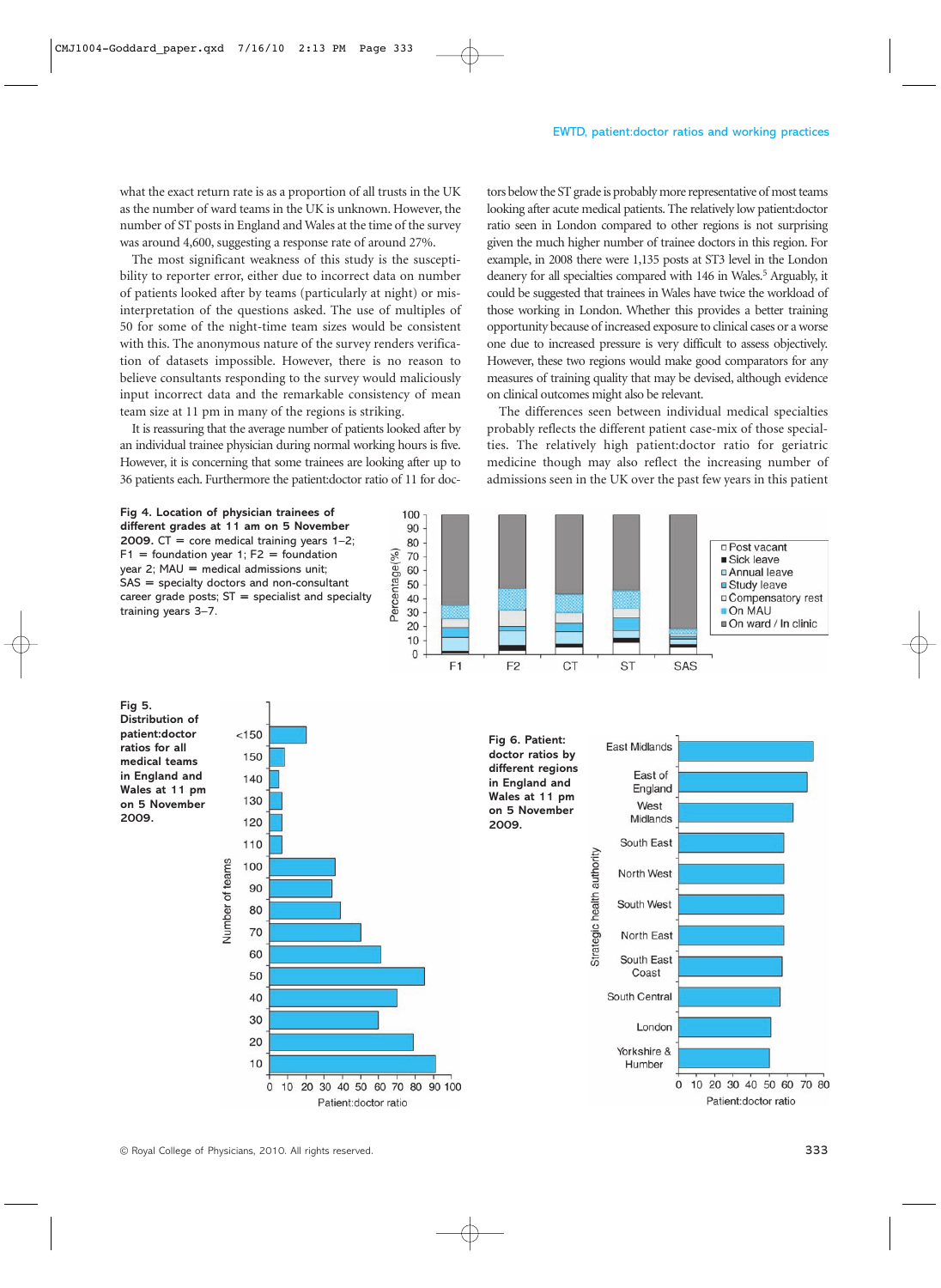what the exact return rate is as a proportion of all trusts in the UK as the number of ward teams in the UK is unknown. However, the number of ST posts in England and Wales at the time of the survey was around 4,600, suggesting a response rate of around 27%.

The most significant weakness of this study is the susceptibility to reporter error, either due to incorrect data on number of patients looked after by teams (particularly at night) or misinterpretation of the questions asked. The use of multiples of 50 for some of the night-time team sizes would be consistent with this. The anonymous nature of the survey renders verification of datasets impossible. However, there is no reason to believe consultants responding to the survey would maliciously input incorrect data and the remarkable consistency of mean team size at 11 pm in many of the regions is striking.

It is reassuring that the average number of patients looked after by an individual trainee physician during normal working hours is five. However, it is concerning that some trainees are looking after up to 36 patients each. Furthermore the patient:doctor ratio of 11 for doctors below the ST grade is probably more representative of most teams looking after acute medical patients. The relatively low patient:doctor ratio seen in London compared to other regions is not surprising given the much higher number of trainee doctors in this region. For example, in 2008 there were 1,135 posts at ST3 level in the London deanery for all specialties compared with 146 in Wales.[5] Arguably, it could be suggested that trainees in Wales have twice the workload of those working in London. Whether this provides a better training opportunity because of increased exposure to clinical cases or a worse one due to increased pressure is very difficult to assess objectively. However, these two regions would make good comparators for any measures of training quality that may be devised, although evidence on clinical outcomes might also be relevant.

The differences seen between individual medical specialties probably reflects the different patient case-mix of those specialties. The relatively high patient:doctor ratio for geriatric medicine though may also reflect the increasing number of admissions seen in the UK over the past few years in this patient

**Fig 4. Location of physician trainees of different grades at 11 am on 5 November 2009.** CT = core medical training years 1–2; F1 = foundation year 1; F2 = foundation year 2; MAU = medical admissions unit; SAS = specialty doctors and non-consultant career grade posts; ST = specialist and specialty training years 3–7.

**Fig 5. Distribution of patient:doctor ratios for all medical teams in England and Wales at 11 pm on 5 November 2009.**

**Fig 6. Patient: doctor ratios by different regions in England and Wales at 11 pm on 5 November 2009.**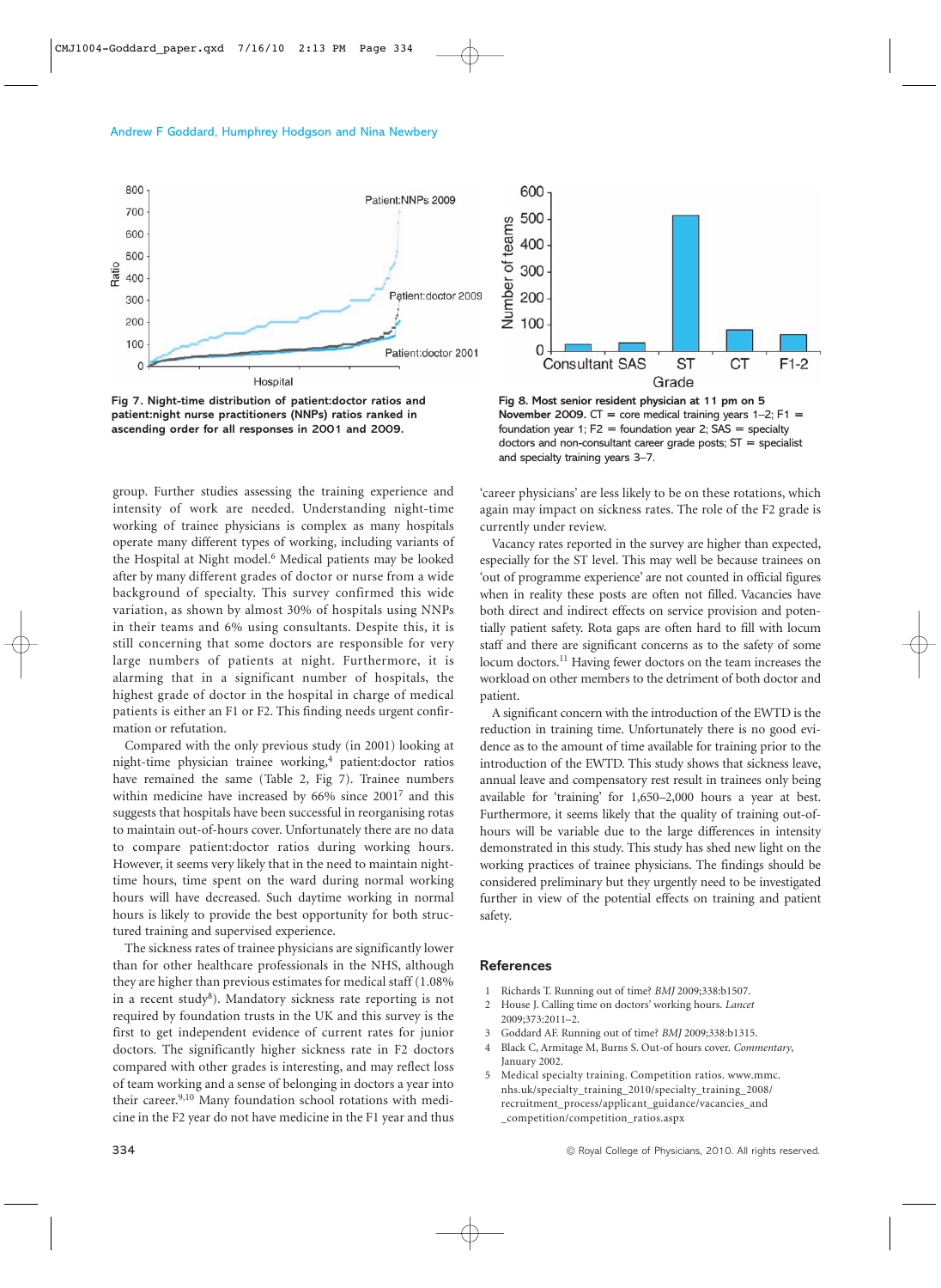Fig 7. Night-time distribution of patient:doctor ratios and patient:night nurse practitioners (NNPs) ratios ranked in ascending order for all responses in 2001 and 2009.

Fig 8. Most senior resident physician at 11 pm on 5 November 2009. CT = core medical training years 1–2; F1 = foundation year 1; F2 = foundation year 2; SAS = specialty doctors and non-consultant career grade posts; ST = specialist and specialty training years 3–7.

group. Further studies assessing the training experience and intensity of work are needed. Understanding night-time working of trainee physicians is complex as many hospitals operate many different types of working, including variants of the Hospital at Night model.[6] Medical patients may be looked after by many different grades of doctor or nurse from a wide background of specialty. This survey confirmed this wide variation, as shown by almost 30% of hospitals using NNPs in their teams and 6% using consultants. Despite this, it is still concerning that some doctors are responsible for very large numbers of patients at night. Furthermore, it is alarming that in a significant number of hospitals, the highest grade of doctor in the hospital in charge of medical patients is either an F1 or F2. This finding needs urgent confirmation or refutation.

Compared with the only previous study (in 2001) looking at night-time physician trainee working,[4] patient:doctor ratios have remained the same (Table 2, Fig 7). Trainee numbers within medicine have increased by 66% since 2001[7] and this suggests that hospitals have been successful in reorganising rotas to maintain out-of-hours cover. Unfortunately there are no data to compare patient:doctor ratios during working hours. However, it seems very likely that in the need to maintain night-time hours, time spent on the ward during normal working hours will have decreased. Such daytime working in normal hours is likely to provide the best opportunity for both structured training and supervised experience.

The sickness rates of trainee physicians are significantly lower than for other healthcare professionals in the NHS, although they are higher than previous estimates for medical staff (1.08% in a recent study[8]). Mandatory sickness rate reporting is not required by foundation trusts in the UK and this survey is the first to get independent evidence of current rates for junior doctors. The significantly higher sickness rate in F2 doctors compared with other grades is interesting, and may reflect loss of team working and a sense of belonging in doctors a year into their career.[9,10] Many foundation school rotations with medicine in the F2 year do not have medicine in the F1 year and thus 'career physicians' are less likely to be on these rotations, which again may impact on sickness rates. The role of the F2 grade is currently under review.

Vacancy rates reported in the survey are higher than expected, especially for the ST level. This may well be because trainees on 'out of programme experience' are not counted in official figures when in reality these posts are often not filled. Vacancies have both direct and indirect effects on service provision and potentially patient safety. Rota gaps are often hard to fill with locum staff and there are significant concerns as to the safety of some locum doctors.[11] Having fewer doctors on the team increases the workload on other members to the detriment of both doctor and patient.

A significant concern with the introduction of the EWTD is the reduction in training time. Unfortunately there is no good evidence as to the amount of time available for training prior to the introduction of the EWTD. This study shows that sickness leave, annual leave and compensatory rest result in trainees only being available for 'training' for 1,650–2,000 hours a year at best. Furthermore, it seems likely that the quality of training out-of-hours will be variable due to the large differences in intensity demonstrated in this study. This study has shed new light on the working practices of trainee physicians. The findings should be considered preliminary but they urgently need to be investigated further in view of the potential effects on training and patient safety.

## References

1. Richards T. Running out of time? *BMJ* 2009;338:b1507.
2. House J. Calling time on doctors' working hours. *Lancet* 2009;373:2011–2.
3. Goddard AF. Running out of time? *BMJ* 2009;338:b1315.
4. Black C, Armitage M, Burns S. Out-of hours cover. *Commentary*, January 2002.
5. Medical specialty training. Competition ratios. www.mmc.nhs.uk/specialty_training_2010/specialty_training_2008/recruitment_process/applicant_guidance/vacancies_and_competition/competition_ratios.aspx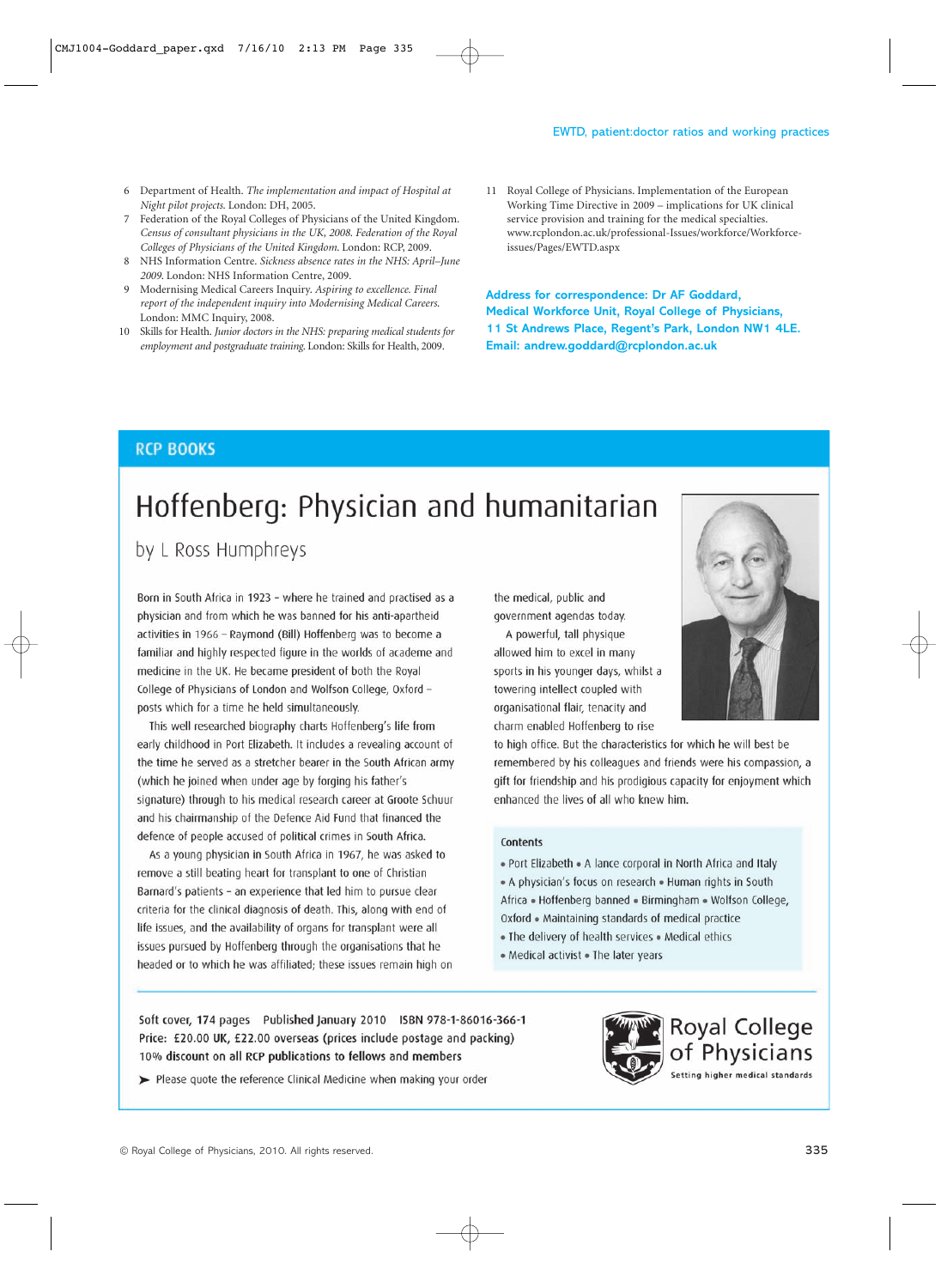6 Department of Health. *The implementation and impact of Hospital at Night pilot projects.* London: DH, 2005.

7 Federation of the Royal Colleges of Physicians of the United Kingdom. *Census of consultant physicians in the UK, 2008. Federation of the Royal Colleges of Physicians of the United Kingdom.* London: RCP, 2009.

8 NHS Information Centre. *Sickness absence rates in the NHS: April–June 2009.* London: NHS Information Centre, 2009.

9 Modernising Medical Careers Inquiry. *Aspiring to excellence. Final report of the independent inquiry into Modernising Medical Careers.* London: MMC Inquiry, 2008.

10 Skills for Health. *Junior doctors in the NHS: preparing medical students for employment and postgraduate training.* London: Skills for Health, 2009.

11 Royal College of Physicians. Implementation of the European Working Time Directive in 2009 – implications for UK clinical service provision and training for the medical specialties. www.rcplondon.ac.uk/professional-Issues/workforce/Workforce-issues/Pages/EWTD.aspx

**Address for correspondence: Dr AF Goddard, Medical Workforce Unit, Royal College of Physicians, 11 St Andrews Place, Regent's Park, London NW1 4LE. Email: andrew.goddard@rcplondon.ac.uk**

## RCP BOOKS

# Hoffenberg: Physician and humanitarian

## by L Ross Humphreys

Born in South Africa in 1923 – where he trained and practised as a physician and from which he was banned for his anti-apartheid activities in 1966 – Raymond (Bill) Hoffenberg was to become a familiar and highly respected figure in the worlds of academe and medicine in the UK. He became president of both the Royal College of Physicians of London and Wolfson College, Oxford – posts which for a time he held simultaneously.

This well researched biography charts Hoffenberg's life from early childhood in Port Elizabeth. It includes a revealing account of the time he served as a stretcher bearer in the South African army (which he joined when under age by forging his father's signature) through to his medical research career at Groote Schuur and his chairmanship of the Defence Aid Fund that financed the defence of people accused of political crimes in South Africa.

As a young physician in South Africa in 1967, he was asked to remove a still beating heart for transplant to one of Christian Barnard's patients – an experience that led him to pursue clear criteria for the clinical diagnosis of death. This, along with end of life issues, and the availability of organs for transplant were all issues pursued by Hoffenberg through the organisations that he headed or to which he was affiliated; these issues remain high on the medical, public and government agendas today.

A powerful, tall physique allowed him to excel in many sports in his younger days, whilst a towering intellect coupled with organisational flair, tenacity and charm enabled Hoffenberg to rise to high office. But the characteristics for which he will best be remembered by his colleagues and friends were his compassion, a gift for friendship and his prodigious capacity for enjoyment which enhanced the lives of all who knew him.

**Contents**

- Port Elizabeth • A lance corporal in North Africa and Italy
- A physician's focus on research • Human rights in South Africa • Hoffenberg banned • Birmingham • Wolfson College, Oxford • Maintaining standards of medical practice
- The delivery of health services • Medical ethics
- Medical activist • The later years

Soft cover, 174 pages Published January 2010 ISBN 978-1-86016-366-1
Price: £20.00 UK, £22.00 overseas (prices include postage and packing)
10% discount on all RCP publications to fellows and members

➤ Please quote the reference Clinical Medicine when making your order

Royal College of Physicians
Setting higher medical standards

© Royal College of Physicians, 2010. All rights reserved.